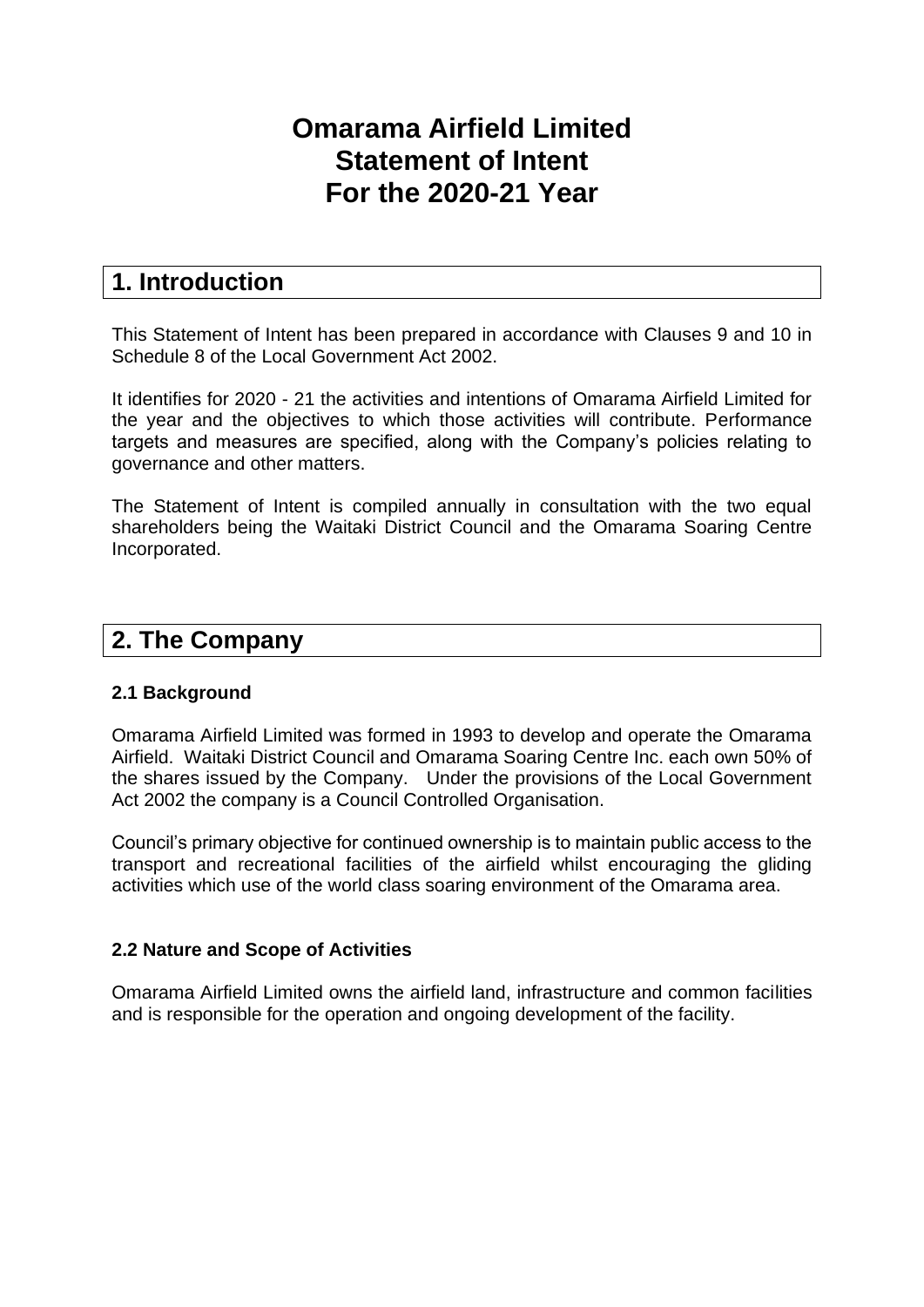# Omarama Airfield Limited
# Statement of Intent
# For the 2020-21 Year

## 1. Introduction

This Statement of Intent has been prepared in accordance with Clauses 9 and 10 in Schedule 8 of the Local Government Act 2002.

It identifies for 2020 - 21 the activities and intentions of Omarama Airfield Limited for the year and the objectives to which those activities will contribute. Performance targets and measures are specified, along with the Company's policies relating to governance and other matters.

The Statement of Intent is compiled annually in consultation with the two equal shareholders being the Waitaki District Council and the Omarama Soaring Centre Incorporated.

## 2. The Company

### 2.1 Background

Omarama Airfield Limited was formed in 1993 to develop and operate the Omarama Airfield. Waitaki District Council and Omarama Soaring Centre Inc. each own 50% of the shares issued by the Company. Under the provisions of the Local Government Act 2002 the company is a Council Controlled Organisation.

Council's primary objective for continued ownership is to maintain public access to the transport and recreational facilities of the airfield whilst encouraging the gliding activities which use of the world class soaring environment of the Omarama area.

### 2.2 Nature and Scope of Activities

Omarama Airfield Limited owns the airfield land, infrastructure and common facilities and is responsible for the operation and ongoing development of the facility.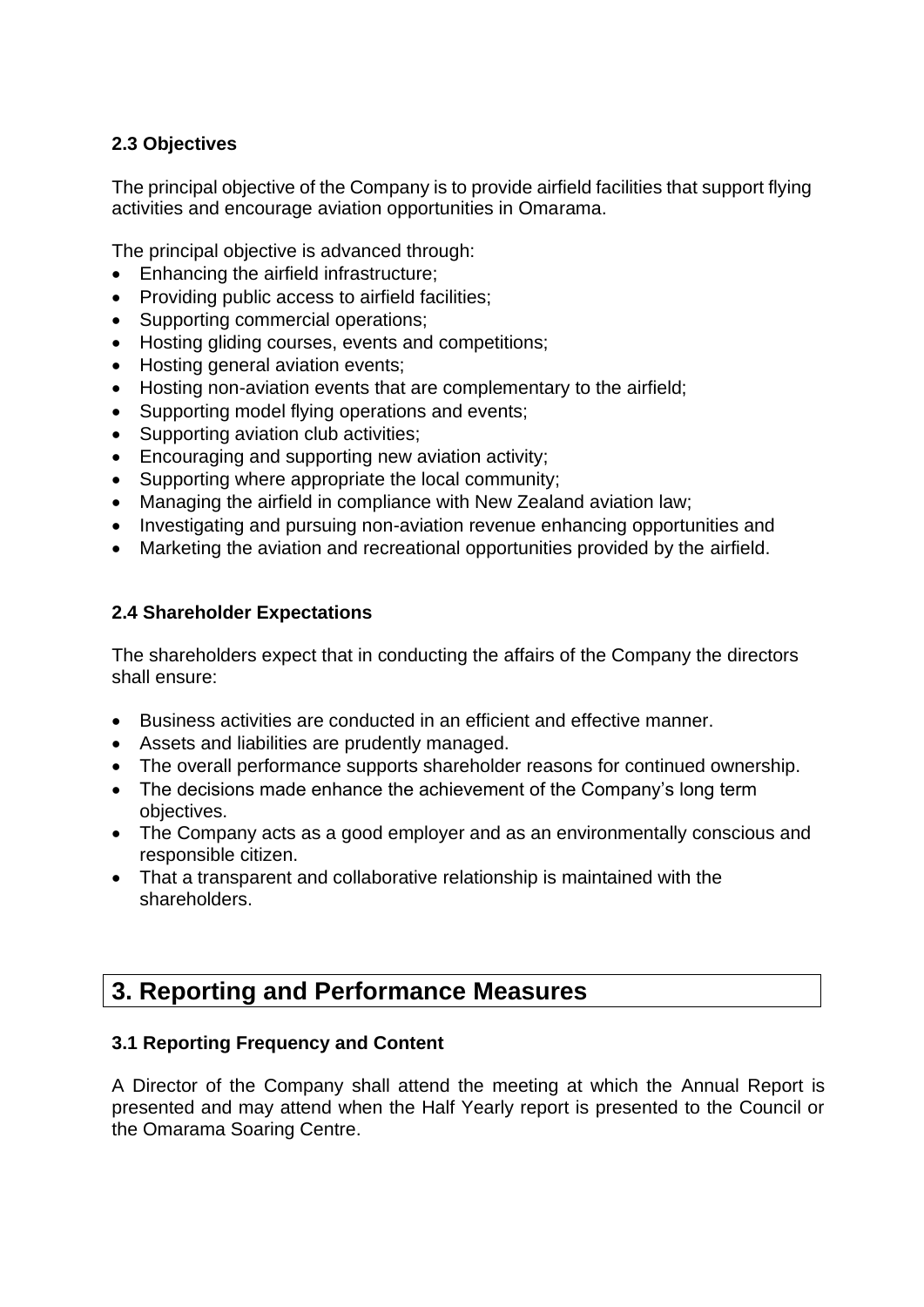### 2.3 Objectives

The principal objective of the Company is to provide airfield facilities that support flying activities and encourage aviation opportunities in Omarama.

The principal objective is advanced through:

- Enhancing the airfield infrastructure;
- Providing public access to airfield facilities;
- Supporting commercial operations;
- Hosting gliding courses, events and competitions;
- Hosting general aviation events;
- Hosting non-aviation events that are complementary to the airfield;
- Supporting model flying operations and events;
- Supporting aviation club activities;
- Encouraging and supporting new aviation activity;
- Supporting where appropriate the local community;
- Managing the airfield in compliance with New Zealand aviation law;
- Investigating and pursuing non-aviation revenue enhancing opportunities and
- Marketing the aviation and recreational opportunities provided by the airfield.

### 2.4 Shareholder Expectations

The shareholders expect that in conducting the affairs of the Company the directors shall ensure:

- Business activities are conducted in an efficient and effective manner.
- Assets and liabilities are prudently managed.
- The overall performance supports shareholder reasons for continued ownership.
- The decisions made enhance the achievement of the Company's long term objectives.
- The Company acts as a good employer and as an environmentally conscious and responsible citizen.
- That a transparent and collaborative relationship is maintained with the shareholders.

## 3. Reporting and Performance Measures

### 3.1 Reporting Frequency and Content

A Director of the Company shall attend the meeting at which the Annual Report is presented and may attend when the Half Yearly report is presented to the Council or the Omarama Soaring Centre.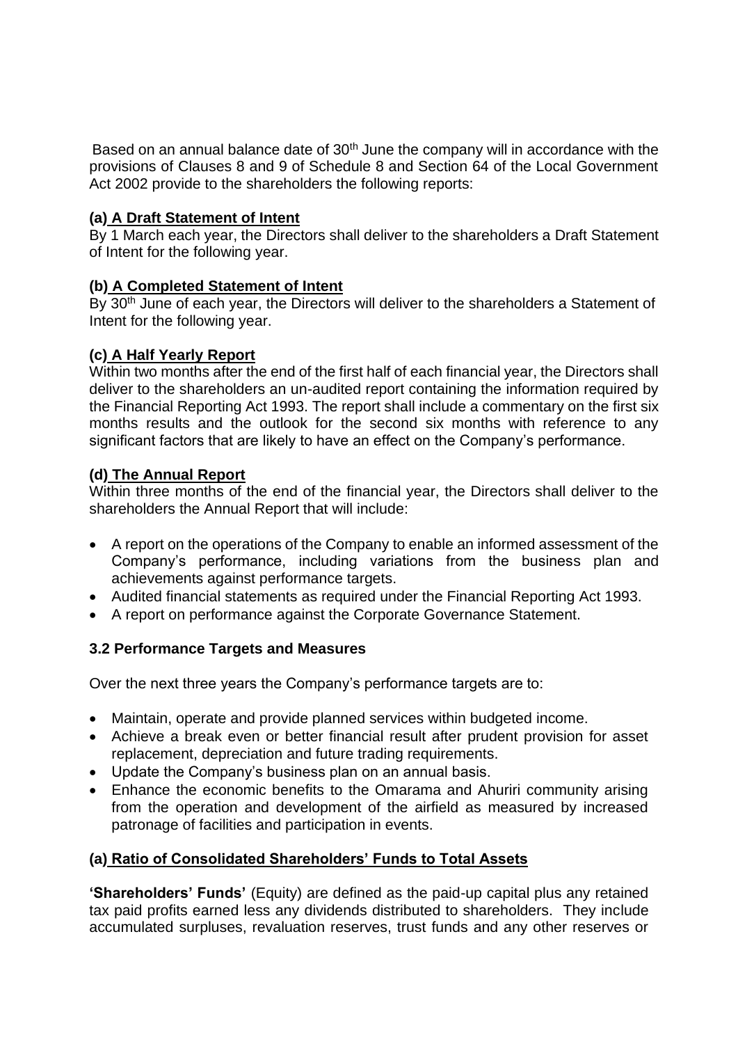Based on an annual balance date of 30th June the company will in accordance with the provisions of Clauses 8 and 9 of Schedule 8 and Section 64 of the Local Government Act 2002 provide to the shareholders the following reports:

**(a) A Draft Statement of Intent**

By 1 March each year, the Directors shall deliver to the shareholders a Draft Statement of Intent for the following year.

**(b) A Completed Statement of Intent**

By 30th June of each year, the Directors will deliver to the shareholders a Statement of Intent for the following year.

**(c) A Half Yearly Report**

Within two months after the end of the first half of each financial year, the Directors shall deliver to the shareholders an un-audited report containing the information required by the Financial Reporting Act 1993. The report shall include a commentary on the first six months results and the outlook for the second six months with reference to any significant factors that are likely to have an effect on the Company's performance.

**(d) The Annual Report**

Within three months of the end of the financial year, the Directors shall deliver to the shareholders the Annual Report that will include:

- A report on the operations of the Company to enable an informed assessment of the Company's performance, including variations from the business plan and achievements against performance targets.
- Audited financial statements as required under the Financial Reporting Act 1993.
- A report on performance against the Corporate Governance Statement.

### 3.2 Performance Targets and Measures

Over the next three years the Company's performance targets are to:

- Maintain, operate and provide planned services within budgeted income.
- Achieve a break even or better financial result after prudent provision for asset replacement, depreciation and future trading requirements.
- Update the Company's business plan on an annual basis.
- Enhance the economic benefits to the Omarama and Ahuriri community arising from the operation and development of the airfield as measured by increased patronage of facilities and participation in events.

**(a) Ratio of Consolidated Shareholders' Funds to Total Assets**

**'Shareholders' Funds'** (Equity) are defined as the paid-up capital plus any retained tax paid profits earned less any dividends distributed to shareholders. They include accumulated surpluses, revaluation reserves, trust funds and any other reserves or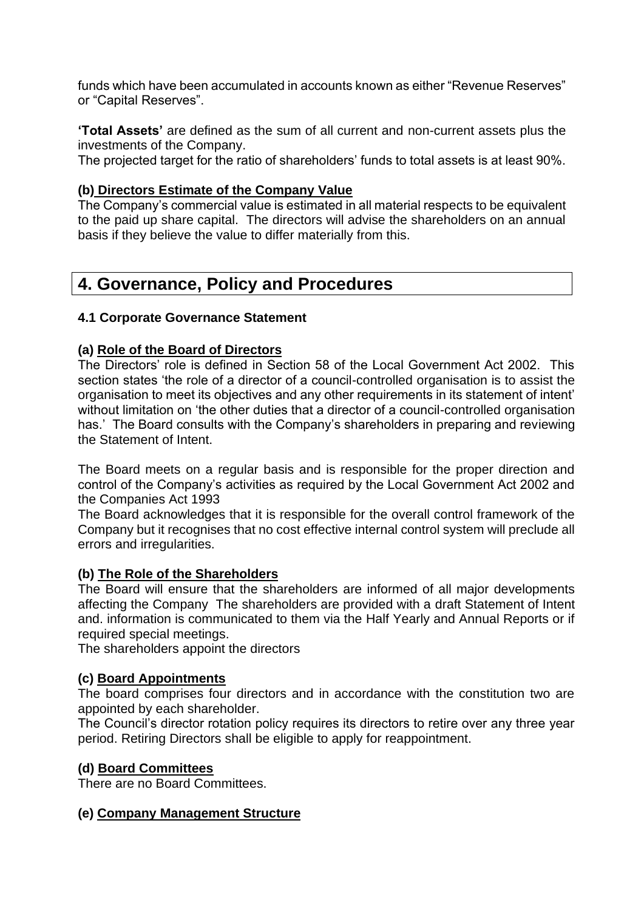funds which have been accumulated in accounts known as either "Revenue Reserves" or "Capital Reserves".

**'Total Assets'** are defined as the sum of all current and non-current assets plus the investments of the Company.

The projected target for the ratio of shareholders' funds to total assets is at least 90%.

**(b) Directors Estimate of the Company Value**

The Company's commercial value is estimated in all material respects to be equivalent to the paid up share capital. The directors will advise the shareholders on an annual basis if they believe the value to differ materially from this.

## 4. Governance, Policy and Procedures

### 4.1 Corporate Governance Statement

**(a) Role of the Board of Directors**

The Directors' role is defined in Section 58 of the Local Government Act 2002. This section states 'the role of a director of a council-controlled organisation is to assist the organisation to meet its objectives and any other requirements in its statement of intent' without limitation on 'the other duties that a director of a council-controlled organisation has.' The Board consults with the Company's shareholders in preparing and reviewing the Statement of Intent.

The Board meets on a regular basis and is responsible for the proper direction and control of the Company's activities as required by the Local Government Act 2002 and the Companies Act 1993

The Board acknowledges that it is responsible for the overall control framework of the Company but it recognises that no cost effective internal control system will preclude all errors and irregularities.

**(b) The Role of the Shareholders**

The Board will ensure that the shareholders are informed of all major developments affecting the Company The shareholders are provided with a draft Statement of Intent and. information is communicated to them via the Half Yearly and Annual Reports or if required special meetings.

The shareholders appoint the directors

**(c) Board Appointments**

The board comprises four directors and in accordance with the constitution two are appointed by each shareholder.

The Council's director rotation policy requires its directors to retire over any three year period. Retiring Directors shall be eligible to apply for reappointment.

**(d) Board Committees**

There are no Board Committees.

**(e) Company Management Structure**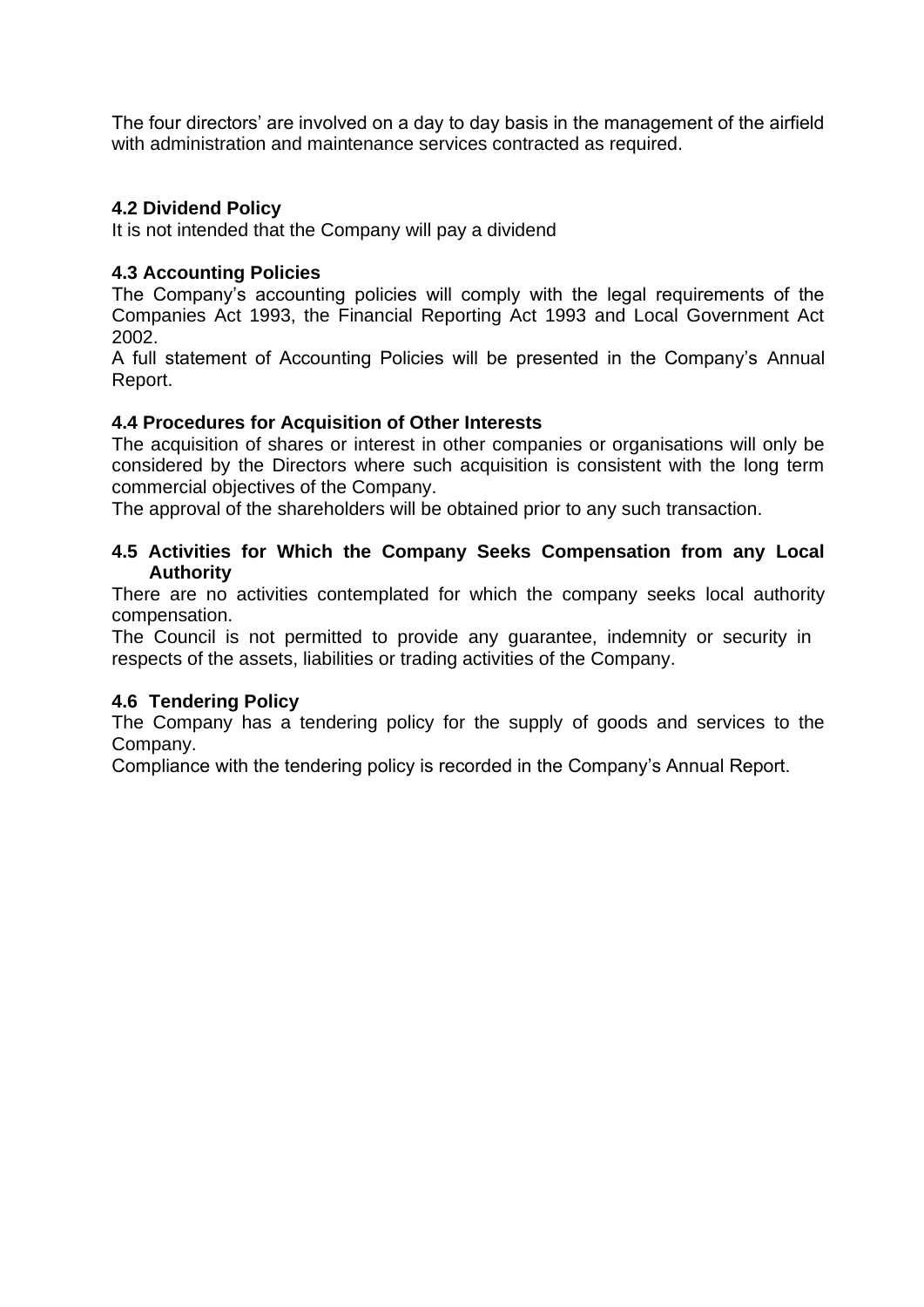The four directors' are involved on a day to day basis in the management of the airfield with administration and maintenance services contracted as required.

### 4.2 Dividend Policy

It is not intended that the Company will pay a dividend

### 4.3 Accounting Policies

The Company's accounting policies will comply with the legal requirements of the Companies Act 1993, the Financial Reporting Act 1993 and Local Government Act 2002.

A full statement of Accounting Policies will be presented in the Company's Annual Report.

### 4.4 Procedures for Acquisition of Other Interests

The acquisition of shares or interest in other companies or organisations will only be considered by the Directors where such acquisition is consistent with the long term commercial objectives of the Company.

The approval of the shareholders will be obtained prior to any such transaction.

### 4.5 Activities for Which the Company Seeks Compensation from any Local Authority

There are no activities contemplated for which the company seeks local authority compensation.

The Council is not permitted to provide any guarantee, indemnity or security in respects of the assets, liabilities or trading activities of the Company.

### 4.6 Tendering Policy

The Company has a tendering policy for the supply of goods and services to the Company.

Compliance with the tendering policy is recorded in the Company's Annual Report.